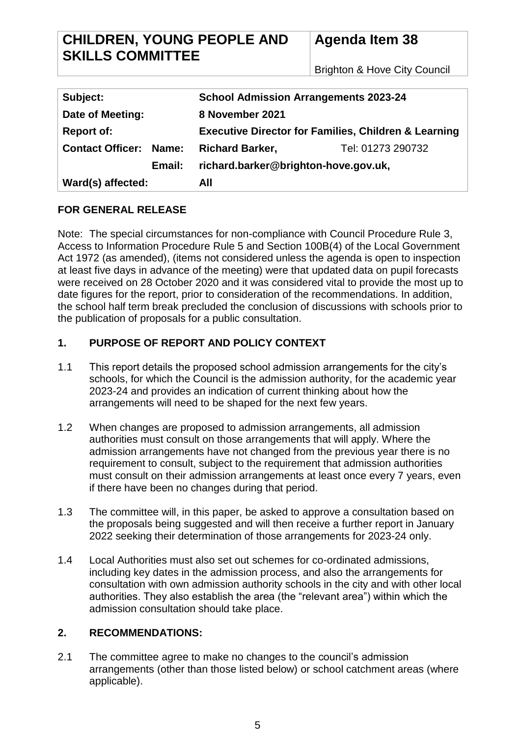| CHILDREN, YOUNG PEOPLE AND SKILLS COMMITTEE | Agenda Item 38 |
| --- | --- |
| | Brighton & Hove City Council |

| Subject: | | School Admission Arrangements 2023-24 | |
| --- | --- | --- | --- |
| Date of Meeting: | | 8 November 2021 | |
| Report of: | | Executive Director for Families, Children & Learning | |
| Contact Officer: | Name: | Richard Barker, | Tel: 01273 290732 |
| | Email: | richard.barker@brighton-hove.gov.uk, | |
| Ward(s) affected: | | All | |

**FOR GENERAL RELEASE**

Note: The special circumstances for non-compliance with Council Procedure Rule 3, Access to Information Procedure Rule 5 and Section 100B(4) of the Local Government Act 1972 (as amended), (items not considered unless the agenda is open to inspection at least five days in advance of the meeting) were that updated data on pupil forecasts were received on 28 October 2020 and it was considered vital to provide the most up to date figures for the report, prior to consideration of the recommendations. In addition, the school half term break precluded the conclusion of discussions with schools prior to the publication of proposals for a public consultation.

## 1. PURPOSE OF REPORT AND POLICY CONTEXT

1.1 This report details the proposed school admission arrangements for the city's schools, for which the Council is the admission authority, for the academic year 2023-24 and provides an indication of current thinking about how the arrangements will need to be shaped for the next few years.

1.2 When changes are proposed to admission arrangements, all admission authorities must consult on those arrangements that will apply. Where the admission arrangements have not changed from the previous year there is no requirement to consult, subject to the requirement that admission authorities must consult on their admission arrangements at least once every 7 years, even if there have been no changes during that period.

1.3 The committee will, in this paper, be asked to approve a consultation based on the proposals being suggested and will then receive a further report in January 2022 seeking their determination of those arrangements for 2023-24 only.

1.4 Local Authorities must also set out schemes for co-ordinated admissions, including key dates in the admission process, and also the arrangements for consultation with own admission authority schools in the city and with other local authorities. They also establish the area (the "relevant area") within which the admission consultation should take place.

## 2. RECOMMENDATIONS:

2.1 The committee agree to make no changes to the council's admission arrangements (other than those listed below) or school catchment areas (where applicable).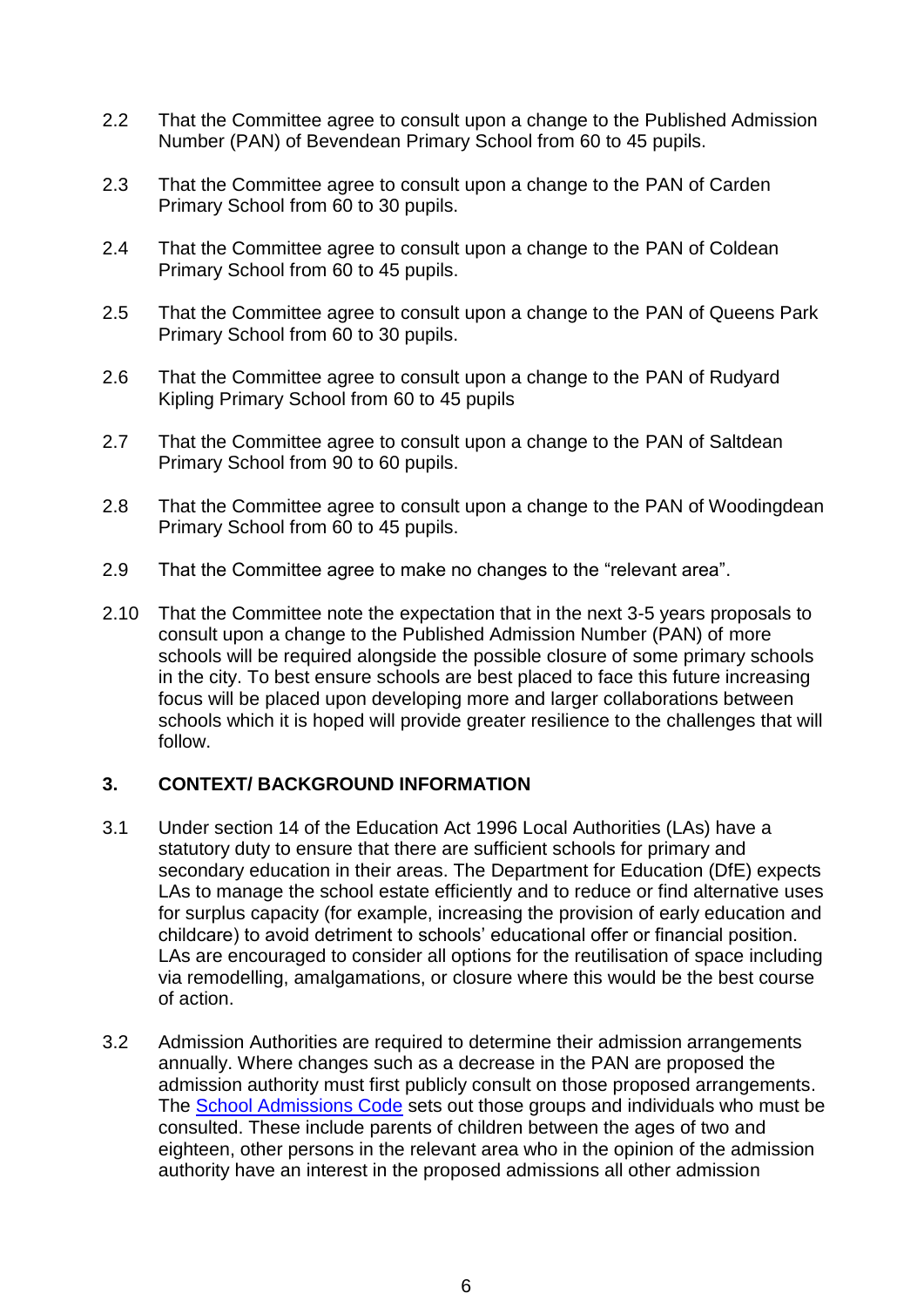2.2 That the Committee agree to consult upon a change to the Published Admission Number (PAN) of Bevendean Primary School from 60 to 45 pupils.

2.3 That the Committee agree to consult upon a change to the PAN of Carden Primary School from 60 to 30 pupils.

2.4 That the Committee agree to consult upon a change to the PAN of Coldean Primary School from 60 to 45 pupils.

2.5 That the Committee agree to consult upon a change to the PAN of Queens Park Primary School from 60 to 30 pupils.

2.6 That the Committee agree to consult upon a change to the PAN of Rudyard Kipling Primary School from 60 to 45 pupils

2.7 That the Committee agree to consult upon a change to the PAN of Saltdean Primary School from 90 to 60 pupils.

2.8 That the Committee agree to consult upon a change to the PAN of Woodingdean Primary School from 60 to 45 pupils.

2.9 That the Committee agree to make no changes to the "relevant area".

2.10 That the Committee note the expectation that in the next 3-5 years proposals to consult upon a change to the Published Admission Number (PAN) of more schools will be required alongside the possible closure of some primary schools in the city. To best ensure schools are best placed to face this future increasing focus will be placed upon developing more and larger collaborations between schools which it is hoped will provide greater resilience to the challenges that will follow.

## 3. CONTEXT/ BACKGROUND INFORMATION

3.1 Under section 14 of the Education Act 1996 Local Authorities (LAs) have a statutory duty to ensure that there are sufficient schools for primary and secondary education in their areas. The Department for Education (DfE) expects LAs to manage the school estate efficiently and to reduce or find alternative uses for surplus capacity (for example, increasing the provision of early education and childcare) to avoid detriment to schools' educational offer or financial position. LAs are encouraged to consider all options for the reutilisation of space including via remodelling, amalgamations, or closure where this would be the best course of action.

3.2 Admission Authorities are required to determine their admission arrangements annually. Where changes such as a decrease in the PAN are proposed the admission authority must first publicly consult on those proposed arrangements. The School Admissions Code sets out those groups and individuals who must be consulted. These include parents of children between the ages of two and eighteen, other persons in the relevant area who in the opinion of the admission authority have an interest in the proposed admissions all other admission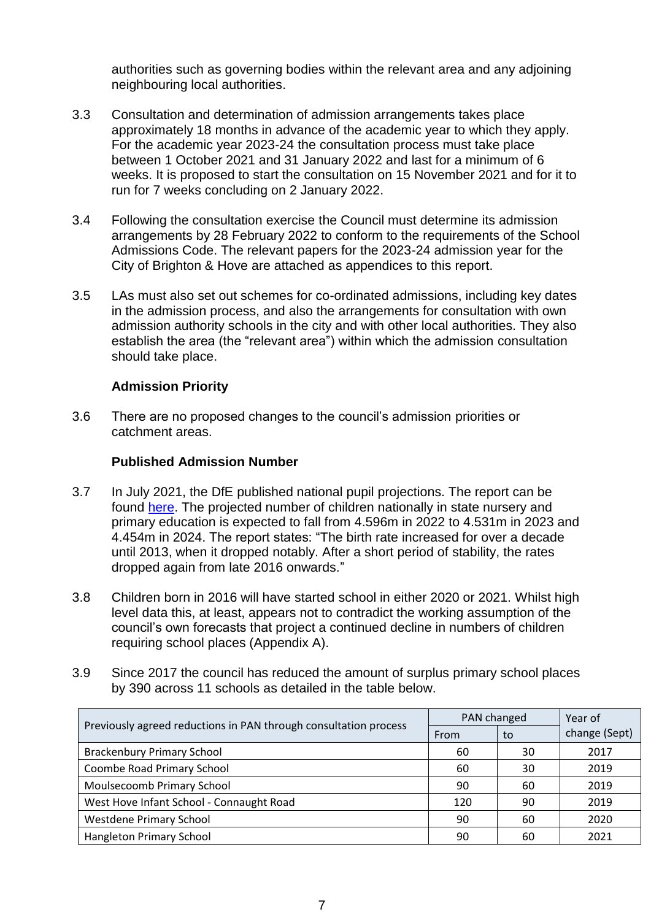authorities such as governing bodies within the relevant area and any adjoining neighbouring local authorities.

3.3 Consultation and determination of admission arrangements takes place approximately 18 months in advance of the academic year to which they apply. For the academic year 2023-24 the consultation process must take place between 1 October 2021 and 31 January 2022 and last for a minimum of 6 weeks. It is proposed to start the consultation on 15 November 2021 and for it to run for 7 weeks concluding on 2 January 2022.

3.4 Following the consultation exercise the Council must determine its admission arrangements by 28 February 2022 to conform to the requirements of the School Admissions Code. The relevant papers for the 2023-24 admission year for the City of Brighton & Hove are attached as appendices to this report.

3.5 LAs must also set out schemes for co-ordinated admissions, including key dates in the admission process, and also the arrangements for consultation with own admission authority schools in the city and with other local authorities. They also establish the area (the "relevant area") within which the admission consultation should take place.

**Admission Priority**

3.6 There are no proposed changes to the council's admission priorities or catchment areas.

**Published Admission Number**

3.7 In July 2021, the DfE published national pupil projections. The report can be found here. The projected number of children nationally in state nursery and primary education is expected to fall from 4.596m in 2022 to 4.531m in 2023 and 4.454m in 2024. The report states: "The birth rate increased for over a decade until 2013, when it dropped notably. After a short period of stability, the rates dropped again from late 2016 onwards."

3.8 Children born in 2016 will have started school in either 2020 or 2021. Whilst high level data this, at least, appears not to contradict the working assumption of the council's own forecasts that project a continued decline in numbers of children requiring school places (Appendix A).

3.9 Since 2017 the council has reduced the amount of surplus primary school places by 390 across 11 schools as detailed in the table below.

| Previously agreed reductions in PAN through consultation process | PAN changed | | Year of change (Sept) |
|---|---|---|---|
| | From | to | |
| Brackenbury Primary School | 60 | 30 | 2017 |
| Coombe Road Primary School | 60 | 30 | 2019 |
| Moulsecoomb Primary School | 90 | 60 | 2019 |
| West Hove Infant School - Connaught Road | 120 | 90 | 2019 |
| Westdene Primary School | 90 | 60 | 2020 |
| Hangleton Primary School | 90 | 60 | 2021 |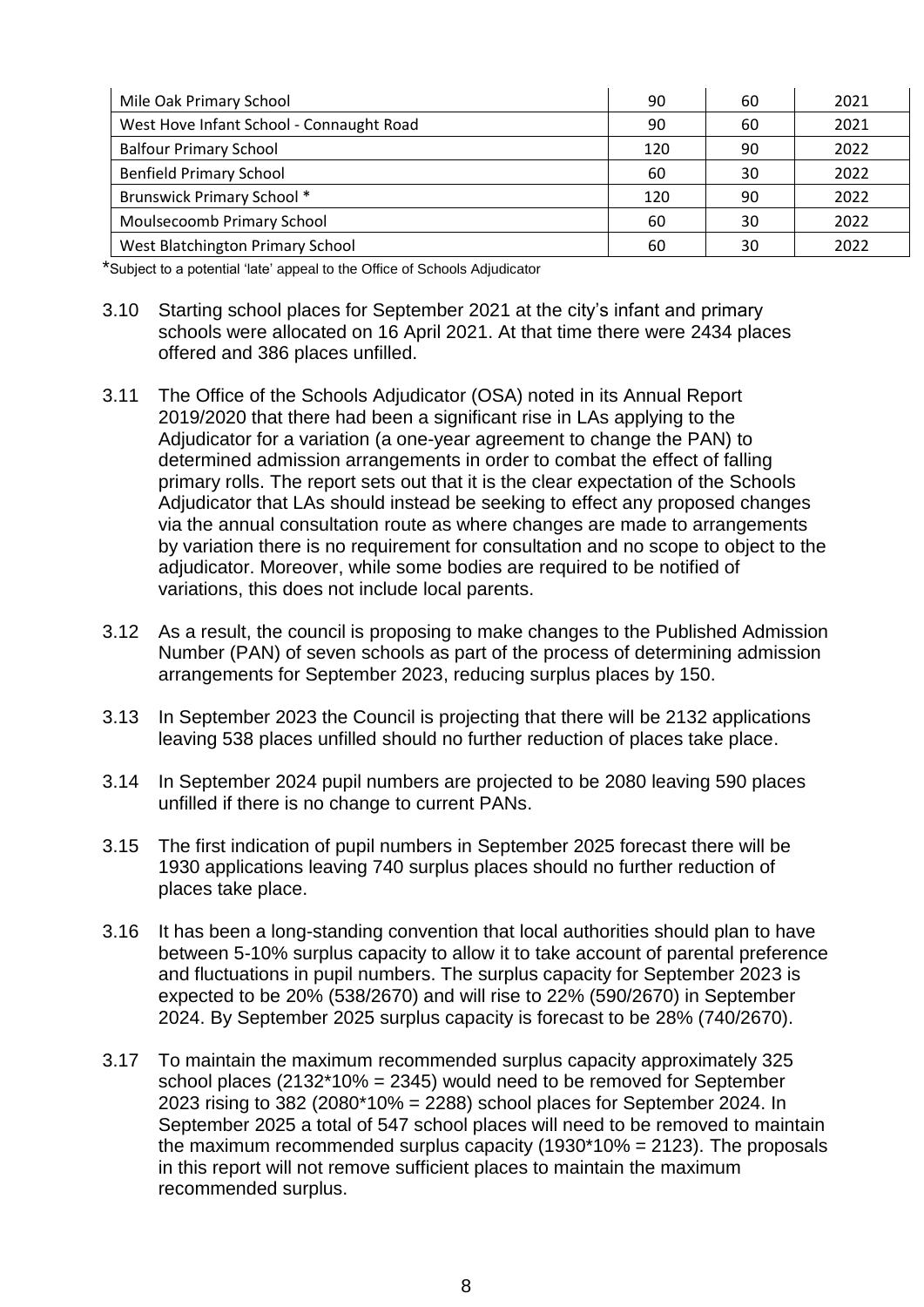| Mile Oak Primary School | 90 | 60 | 2021 |
|---|---|---|---|
| West Hove Infant School - Connaught Road | 90 | 60 | 2021 |
| Balfour Primary School | 120 | 90 | 2022 |
| Benfield Primary School | 60 | 30 | 2022 |
| Brunswick Primary School * | 120 | 90 | 2022 |
| Moulsecoomb Primary School | 60 | 30 | 2022 |
| West Blatchington Primary School | 60 | 30 | 2022 |

*Subject to a potential 'late' appeal to the Office of Schools Adjudicator

3.10 Starting school places for September 2021 at the city's infant and primary schools were allocated on 16 April 2021. At that time there were 2434 places offered and 386 places unfilled.

3.11 The Office of the Schools Adjudicator (OSA) noted in its Annual Report 2019/2020 that there had been a significant rise in LAs applying to the Adjudicator for a variation (a one-year agreement to change the PAN) to determined admission arrangements in order to combat the effect of falling primary rolls. The report sets out that it is the clear expectation of the Schools Adjudicator that LAs should instead be seeking to effect any proposed changes via the annual consultation route as where changes are made to arrangements by variation there is no requirement for consultation and no scope to object to the adjudicator. Moreover, while some bodies are required to be notified of variations, this does not include local parents.

3.12 As a result, the council is proposing to make changes to the Published Admission Number (PAN) of seven schools as part of the process of determining admission arrangements for September 2023, reducing surplus places by 150.

3.13 In September 2023 the Council is projecting that there will be 2132 applications leaving 538 places unfilled should no further reduction of places take place.

3.14 In September 2024 pupil numbers are projected to be 2080 leaving 590 places unfilled if there is no change to current PANs.

3.15 The first indication of pupil numbers in September 2025 forecast there will be 1930 applications leaving 740 surplus places should no further reduction of places take place.

3.16 It has been a long-standing convention that local authorities should plan to have between 5-10% surplus capacity to allow it to take account of parental preference and fluctuations in pupil numbers. The surplus capacity for September 2023 is expected to be 20% (538/2670) and will rise to 22% (590/2670) in September 2024. By September 2025 surplus capacity is forecast to be 28% (740/2670).

3.17 To maintain the maximum recommended surplus capacity approximately 325 school places (2132*10% = 2345) would need to be removed for September 2023 rising to 382 (2080*10% = 2288) school places for September 2024. In September 2025 a total of 547 school places will need to be removed to maintain the maximum recommended surplus capacity (1930*10% = 2123). The proposals in this report will not remove sufficient places to maintain the maximum recommended surplus.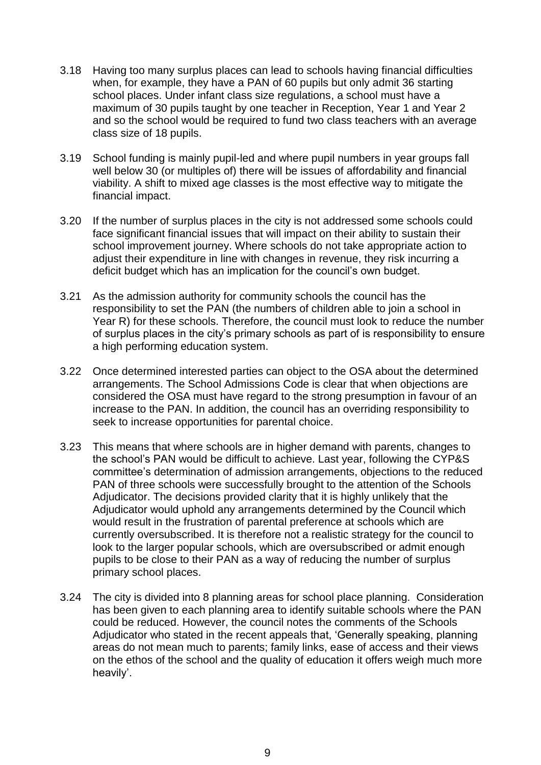3.18 Having too many surplus places can lead to schools having financial difficulties when, for example, they have a PAN of 60 pupils but only admit 36 starting school places. Under infant class size regulations, a school must have a maximum of 30 pupils taught by one teacher in Reception, Year 1 and Year 2 and so the school would be required to fund two class teachers with an average class size of 18 pupils.

3.19 School funding is mainly pupil-led and where pupil numbers in year groups fall well below 30 (or multiples of) there will be issues of affordability and financial viability. A shift to mixed age classes is the most effective way to mitigate the financial impact.

3.20 If the number of surplus places in the city is not addressed some schools could face significant financial issues that will impact on their ability to sustain their school improvement journey. Where schools do not take appropriate action to adjust their expenditure in line with changes in revenue, they risk incurring a deficit budget which has an implication for the council's own budget.

3.21 As the admission authority for community schools the council has the responsibility to set the PAN (the numbers of children able to join a school in Year R) for these schools. Therefore, the council must look to reduce the number of surplus places in the city's primary schools as part of is responsibility to ensure a high performing education system.

3.22 Once determined interested parties can object to the OSA about the determined arrangements. The School Admissions Code is clear that when objections are considered the OSA must have regard to the strong presumption in favour of an increase to the PAN. In addition, the council has an overriding responsibility to seek to increase opportunities for parental choice.

3.23 This means that where schools are in higher demand with parents, changes to the school's PAN would be difficult to achieve. Last year, following the CYP&S committee's determination of admission arrangements, objections to the reduced PAN of three schools were successfully brought to the attention of the Schools Adjudicator. The decisions provided clarity that it is highly unlikely that the Adjudicator would uphold any arrangements determined by the Council which would result in the frustration of parental preference at schools which are currently oversubscribed. It is therefore not a realistic strategy for the council to look to the larger popular schools, which are oversubscribed or admit enough pupils to be close to their PAN as a way of reducing the number of surplus primary school places.

3.24 The city is divided into 8 planning areas for school place planning. Consideration has been given to each planning area to identify suitable schools where the PAN could be reduced. However, the council notes the comments of the Schools Adjudicator who stated in the recent appeals that, 'Generally speaking, planning areas do not mean much to parents; family links, ease of access and their views on the ethos of the school and the quality of education it offers weigh much more heavily'.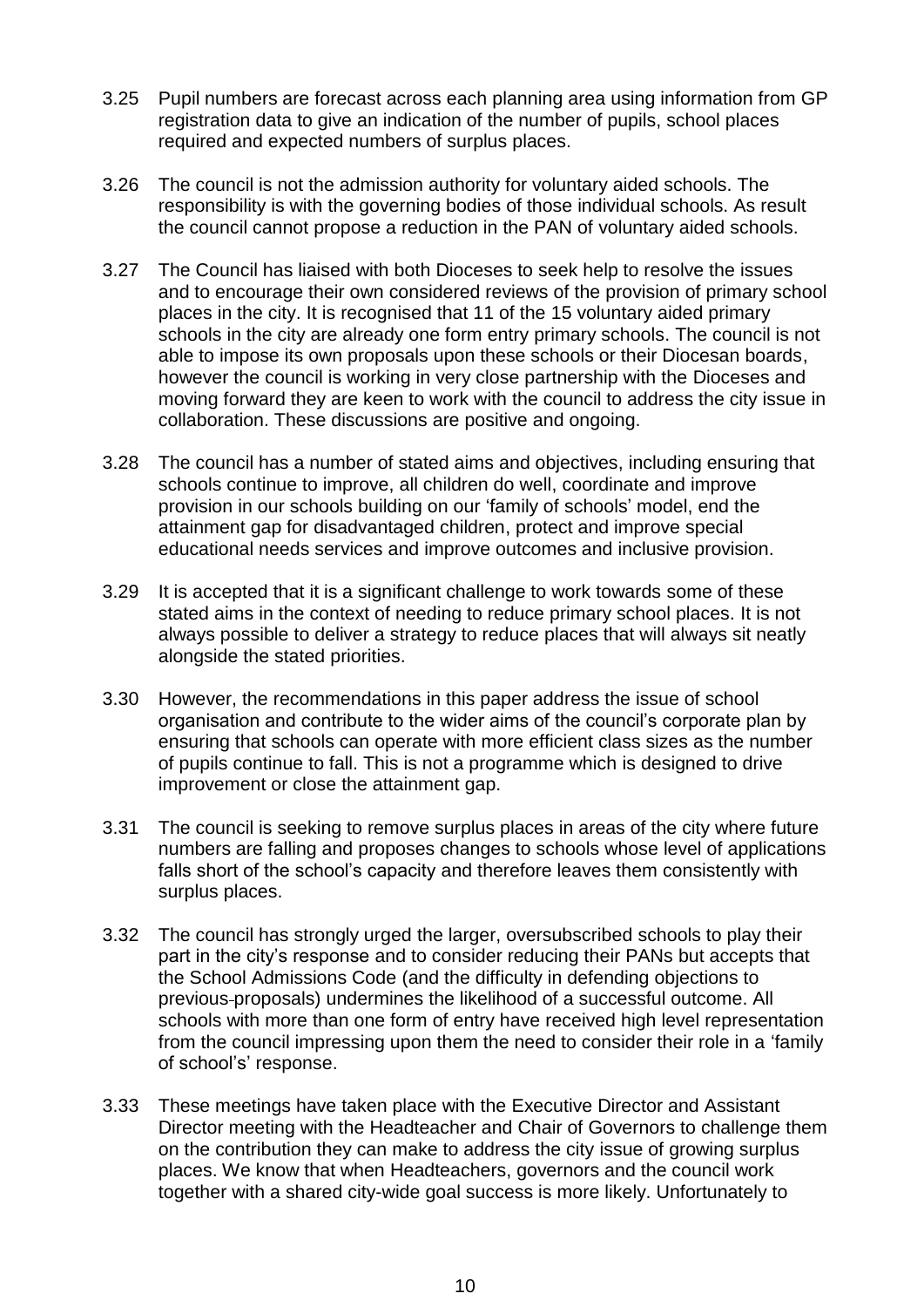3.25 Pupil numbers are forecast across each planning area using information from GP registration data to give an indication of the number of pupils, school places required and expected numbers of surplus places.

3.26 The council is not the admission authority for voluntary aided schools. The responsibility is with the governing bodies of those individual schools. As result the council cannot propose a reduction in the PAN of voluntary aided schools.

3.27 The Council has liaised with both Dioceses to seek help to resolve the issues and to encourage their own considered reviews of the provision of primary school places in the city. It is recognised that 11 of the 15 voluntary aided primary schools in the city are already one form entry primary schools. The council is not able to impose its own proposals upon these schools or their Diocesan boards, however the council is working in very close partnership with the Dioceses and moving forward they are keen to work with the council to address the city issue in collaboration. These discussions are positive and ongoing.

3.28 The council has a number of stated aims and objectives, including ensuring that schools continue to improve, all children do well, coordinate and improve provision in our schools building on our 'family of schools' model, end the attainment gap for disadvantaged children, protect and improve special educational needs services and improve outcomes and inclusive provision.

3.29 It is accepted that it is a significant challenge to work towards some of these stated aims in the context of needing to reduce primary school places. It is not always possible to deliver a strategy to reduce places that will always sit neatly alongside the stated priorities.

3.30 However, the recommendations in this paper address the issue of school organisation and contribute to the wider aims of the council's corporate plan by ensuring that schools can operate with more efficient class sizes as the number of pupils continue to fall. This is not a programme which is designed to drive improvement or close the attainment gap.

3.31 The council is seeking to remove surplus places in areas of the city where future numbers are falling and proposes changes to schools whose level of applications falls short of the school's capacity and therefore leaves them consistently with surplus places.

3.32 The council has strongly urged the larger, oversubscribed schools to play their part in the city's response and to consider reducing their PANs but accepts that the School Admissions Code (and the difficulty in defending objections to previous proposals) undermines the likelihood of a successful outcome. All schools with more than one form of entry have received high level representation from the council impressing upon them the need to consider their role in a 'family of school's' response.

3.33 These meetings have taken place with the Executive Director and Assistant Director meeting with the Headteacher and Chair of Governors to challenge them on the contribution they can make to address the city issue of growing surplus places. We know that when Headteachers, governors and the council work together with a shared city-wide goal success is more likely. Unfortunately to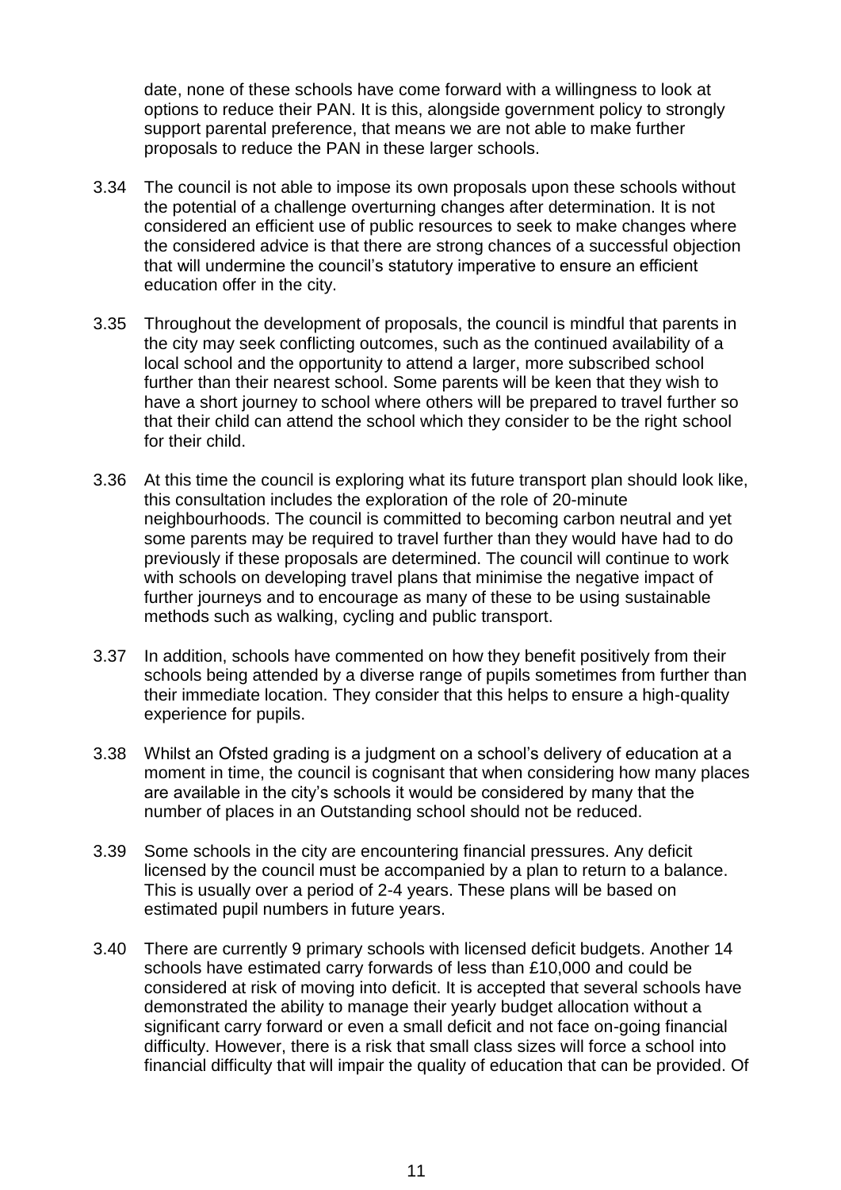date, none of these schools have come forward with a willingness to look at options to reduce their PAN. It is this, alongside government policy to strongly support parental preference, that means we are not able to make further proposals to reduce the PAN in these larger schools.

3.34 The council is not able to impose its own proposals upon these schools without the potential of a challenge overturning changes after determination. It is not considered an efficient use of public resources to seek to make changes where the considered advice is that there are strong chances of a successful objection that will undermine the council's statutory imperative to ensure an efficient education offer in the city.

3.35 Throughout the development of proposals, the council is mindful that parents in the city may seek conflicting outcomes, such as the continued availability of a local school and the opportunity to attend a larger, more subscribed school further than their nearest school. Some parents will be keen that they wish to have a short journey to school where others will be prepared to travel further so that their child can attend the school which they consider to be the right school for their child.

3.36 At this time the council is exploring what its future transport plan should look like, this consultation includes the exploration of the role of 20-minute neighbourhoods. The council is committed to becoming carbon neutral and yet some parents may be required to travel further than they would have had to do previously if these proposals are determined. The council will continue to work with schools on developing travel plans that minimise the negative impact of further journeys and to encourage as many of these to be using sustainable methods such as walking, cycling and public transport.

3.37 In addition, schools have commented on how they benefit positively from their schools being attended by a diverse range of pupils sometimes from further than their immediate location. They consider that this helps to ensure a high-quality experience for pupils.

3.38 Whilst an Ofsted grading is a judgment on a school's delivery of education at a moment in time, the council is cognisant that when considering how many places are available in the city's schools it would be considered by many that the number of places in an Outstanding school should not be reduced.

3.39 Some schools in the city are encountering financial pressures. Any deficit licensed by the council must be accompanied by a plan to return to a balance. This is usually over a period of 2-4 years. These plans will be based on estimated pupil numbers in future years.

3.40 There are currently 9 primary schools with licensed deficit budgets. Another 14 schools have estimated carry forwards of less than £10,000 and could be considered at risk of moving into deficit. It is accepted that several schools have demonstrated the ability to manage their yearly budget allocation without a significant carry forward or even a small deficit and not face on-going financial difficulty. However, there is a risk that small class sizes will force a school into financial difficulty that will impair the quality of education that can be provided. Of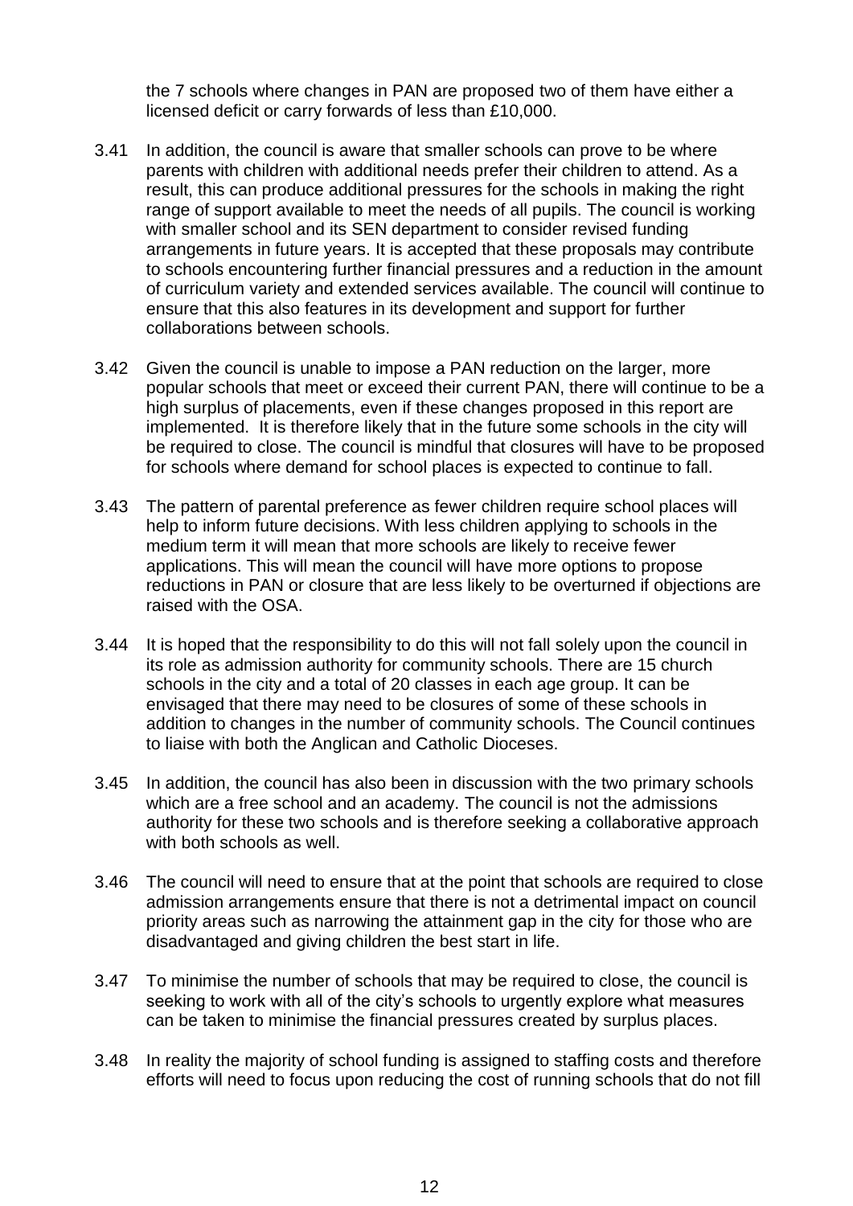the 7 schools where changes in PAN are proposed two of them have either a licensed deficit or carry forwards of less than £10,000.

3.41 In addition, the council is aware that smaller schools can prove to be where parents with children with additional needs prefer their children to attend. As a result, this can produce additional pressures for the schools in making the right range of support available to meet the needs of all pupils. The council is working with smaller school and its SEN department to consider revised funding arrangements in future years. It is accepted that these proposals may contribute to schools encountering further financial pressures and a reduction in the amount of curriculum variety and extended services available. The council will continue to ensure that this also features in its development and support for further collaborations between schools.

3.42 Given the council is unable to impose a PAN reduction on the larger, more popular schools that meet or exceed their current PAN, there will continue to be a high surplus of placements, even if these changes proposed in this report are implemented. It is therefore likely that in the future some schools in the city will be required to close. The council is mindful that closures will have to be proposed for schools where demand for school places is expected to continue to fall.

3.43 The pattern of parental preference as fewer children require school places will help to inform future decisions. With less children applying to schools in the medium term it will mean that more schools are likely to receive fewer applications. This will mean the council will have more options to propose reductions in PAN or closure that are less likely to be overturned if objections are raised with the OSA.

3.44 It is hoped that the responsibility to do this will not fall solely upon the council in its role as admission authority for community schools. There are 15 church schools in the city and a total of 20 classes in each age group. It can be envisaged that there may need to be closures of some of these schools in addition to changes in the number of community schools. The Council continues to liaise with both the Anglican and Catholic Dioceses.

3.45 In addition, the council has also been in discussion with the two primary schools which are a free school and an academy. The council is not the admissions authority for these two schools and is therefore seeking a collaborative approach with both schools as well.

3.46 The council will need to ensure that at the point that schools are required to close admission arrangements ensure that there is not a detrimental impact on council priority areas such as narrowing the attainment gap in the city for those who are disadvantaged and giving children the best start in life.

3.47 To minimise the number of schools that may be required to close, the council is seeking to work with all of the city's schools to urgently explore what measures can be taken to minimise the financial pressures created by surplus places.

3.48 In reality the majority of school funding is assigned to staffing costs and therefore efforts will need to focus upon reducing the cost of running schools that do not fill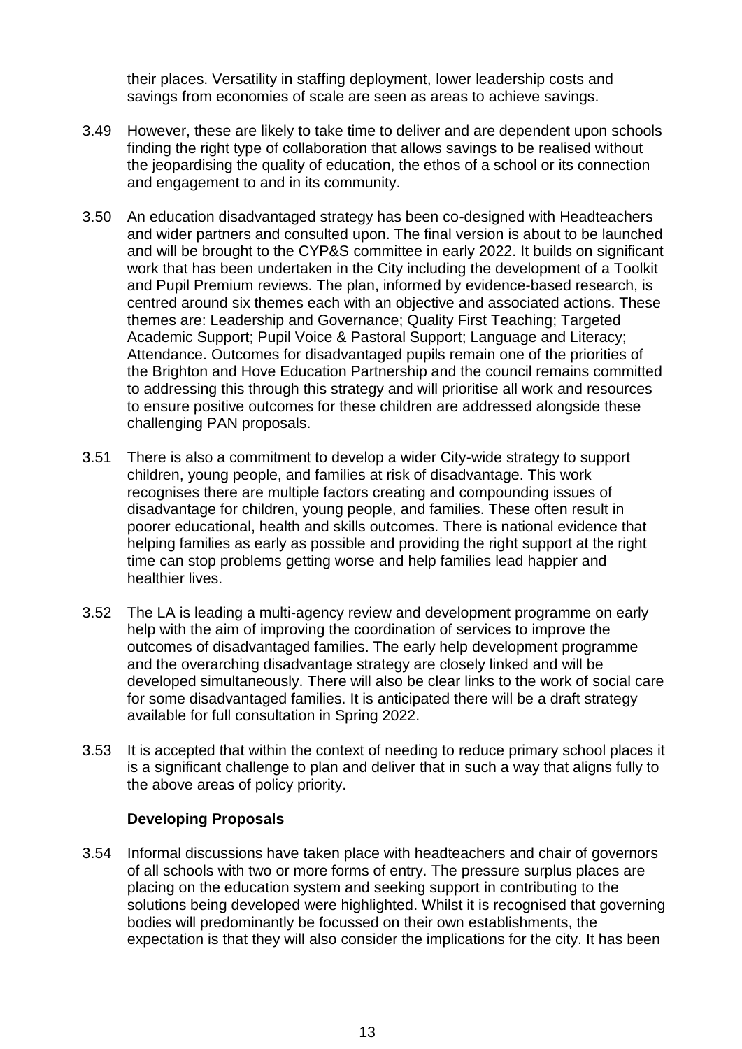their places. Versatility in staffing deployment, lower leadership costs and savings from economies of scale are seen as areas to achieve savings.

3.49 However, these are likely to take time to deliver and are dependent upon schools finding the right type of collaboration that allows savings to be realised without the jeopardising the quality of education, the ethos of a school or its connection and engagement to and in its community.

3.50 An education disadvantaged strategy has been co-designed with Headteachers and wider partners and consulted upon. The final version is about to be launched and will be brought to the CYP&S committee in early 2022. It builds on significant work that has been undertaken in the City including the development of a Toolkit and Pupil Premium reviews. The plan, informed by evidence-based research, is centred around six themes each with an objective and associated actions. These themes are: Leadership and Governance; Quality First Teaching; Targeted Academic Support; Pupil Voice & Pastoral Support; Language and Literacy; Attendance. Outcomes for disadvantaged pupils remain one of the priorities of the Brighton and Hove Education Partnership and the council remains committed to addressing this through this strategy and will prioritise all work and resources to ensure positive outcomes for these children are addressed alongside these challenging PAN proposals.

3.51 There is also a commitment to develop a wider City-wide strategy to support children, young people, and families at risk of disadvantage. This work recognises there are multiple factors creating and compounding issues of disadvantage for children, young people, and families. These often result in poorer educational, health and skills outcomes. There is national evidence that helping families as early as possible and providing the right support at the right time can stop problems getting worse and help families lead happier and healthier lives.

3.52 The LA is leading a multi-agency review and development programme on early help with the aim of improving the coordination of services to improve the outcomes of disadvantaged families. The early help development programme and the overarching disadvantage strategy are closely linked and will be developed simultaneously. There will also be clear links to the work of social care for some disadvantaged families. It is anticipated there will be a draft strategy available for full consultation in Spring 2022.

3.53 It is accepted that within the context of needing to reduce primary school places it is a significant challenge to plan and deliver that in such a way that aligns fully to the above areas of policy priority.

**Developing Proposals**

3.54 Informal discussions have taken place with headteachers and chair of governors of all schools with two or more forms of entry. The pressure surplus places are placing on the education system and seeking support in contributing to the solutions being developed were highlighted. Whilst it is recognised that governing bodies will predominantly be focussed on their own establishments, the expectation is that they will also consider the implications for the city. It has been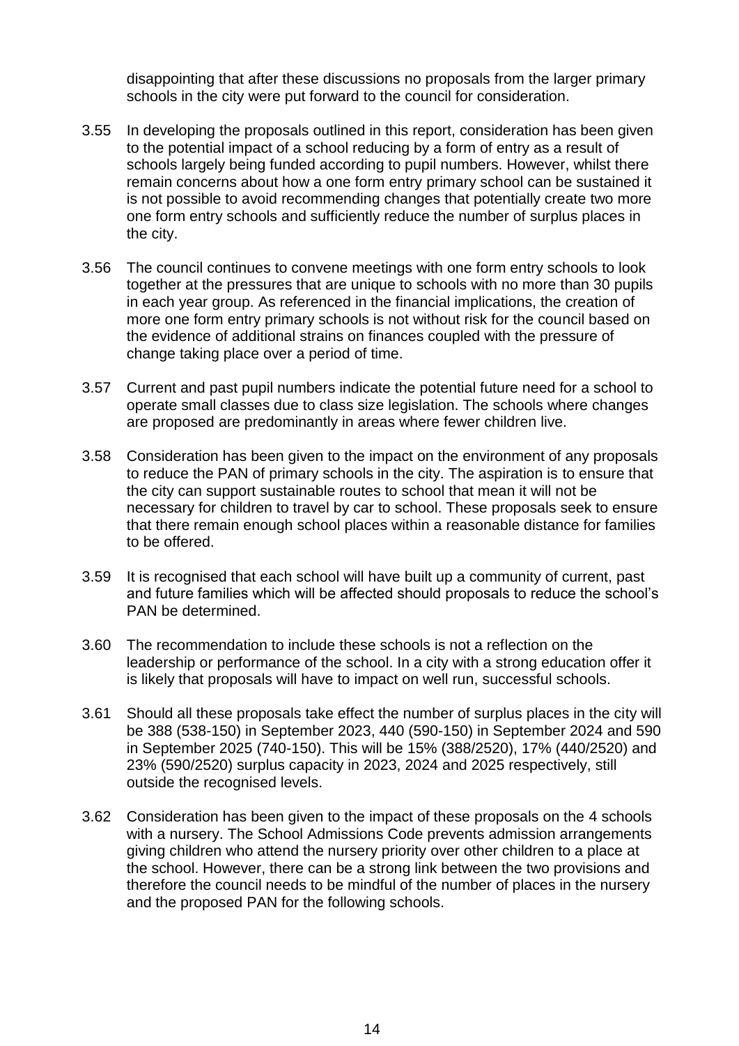disappointing that after these discussions no proposals from the larger primary schools in the city were put forward to the council for consideration.

3.55 In developing the proposals outlined in this report, consideration has been given to the potential impact of a school reducing by a form of entry as a result of schools largely being funded according to pupil numbers. However, whilst there remain concerns about how a one form entry primary school can be sustained it is not possible to avoid recommending changes that potentially create two more one form entry schools and sufficiently reduce the number of surplus places in the city.

3.56 The council continues to convene meetings with one form entry schools to look together at the pressures that are unique to schools with no more than 30 pupils in each year group. As referenced in the financial implications, the creation of more one form entry primary schools is not without risk for the council based on the evidence of additional strains on finances coupled with the pressure of change taking place over a period of time.

3.57 Current and past pupil numbers indicate the potential future need for a school to operate small classes due to class size legislation. The schools where changes are proposed are predominantly in areas where fewer children live.

3.58 Consideration has been given to the impact on the environment of any proposals to reduce the PAN of primary schools in the city. The aspiration is to ensure that the city can support sustainable routes to school that mean it will not be necessary for children to travel by car to school. These proposals seek to ensure that there remain enough school places within a reasonable distance for families to be offered.

3.59 It is recognised that each school will have built up a community of current, past and future families which will be affected should proposals to reduce the school's PAN be determined.

3.60 The recommendation to include these schools is not a reflection on the leadership or performance of the school. In a city with a strong education offer it is likely that proposals will have to impact on well run, successful schools.

3.61 Should all these proposals take effect the number of surplus places in the city will be 388 (538-150) in September 2023, 440 (590-150) in September 2024 and 590 in September 2025 (740-150). This will be 15% (388/2520), 17% (440/2520) and 23% (590/2520) surplus capacity in 2023, 2024 and 2025 respectively, still outside the recognised levels.

3.62 Consideration has been given to the impact of these proposals on the 4 schools with a nursery. The School Admissions Code prevents admission arrangements giving children who attend the nursery priority over other children to a place at the school. However, there can be a strong link between the two provisions and therefore the council needs to be mindful of the number of places in the nursery and the proposed PAN for the following schools.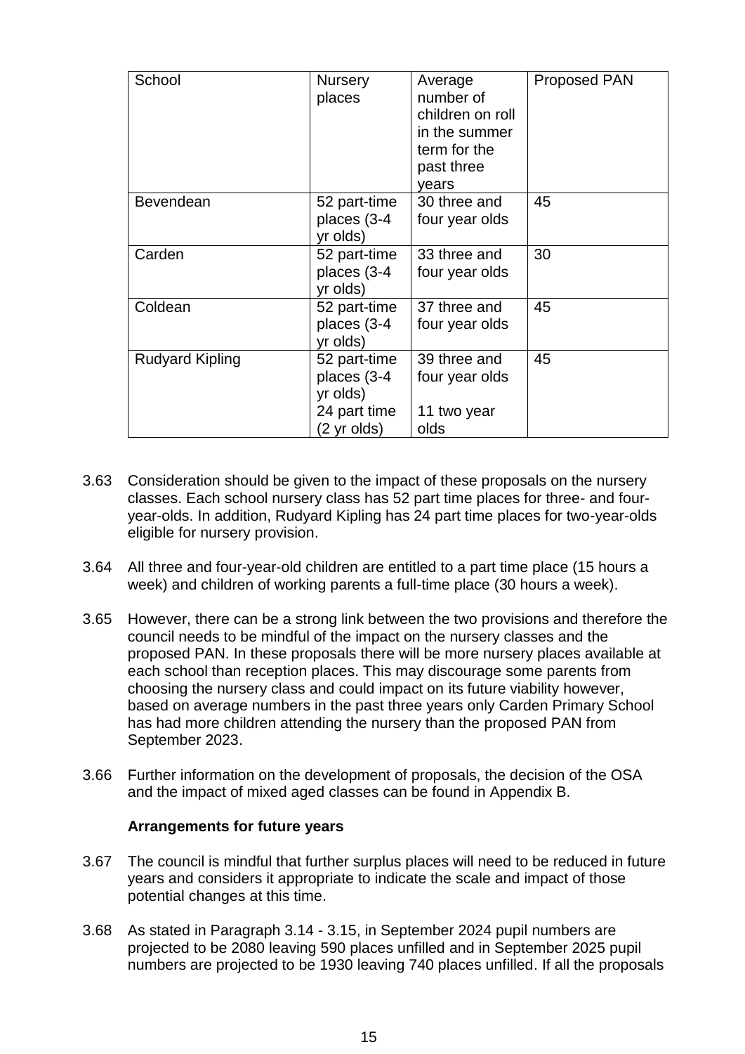| School | Nursery places | Average number of children on roll in the summer term for the past three years | Proposed PAN |
|---|---|---|---|
| Bevendean | 52 part-time places (3-4 yr olds) | 30 three and four year olds | 45 |
| Carden | 52 part-time places (3-4 yr olds) | 33 three and four year olds | 30 |
| Coldean | 52 part-time places (3-4 yr olds) | 37 three and four year olds | 45 |
| Rudyard Kipling | 52 part-time places (3-4 yr olds)<br>24 part time (2 yr olds) | 39 three and four year olds<br><br>11 two year olds | 45 |

3.63 Consideration should be given to the impact of these proposals on the nursery classes. Each school nursery class has 52 part time places for three- and four-year-olds. In addition, Rudyard Kipling has 24 part time places for two-year-olds eligible for nursery provision.

3.64 All three and four-year-old children are entitled to a part time place (15 hours a week) and children of working parents a full-time place (30 hours a week).

3.65 However, there can be a strong link between the two provisions and therefore the council needs to be mindful of the impact on the nursery classes and the proposed PAN. In these proposals there will be more nursery places available at each school than reception places. This may discourage some parents from choosing the nursery class and could impact on its future viability however, based on average numbers in the past three years only Carden Primary School has had more children attending the nursery than the proposed PAN from September 2023.

3.66 Further information on the development of proposals, the decision of the OSA and the impact of mixed aged classes can be found in Appendix B.

**Arrangements for future years**

3.67 The council is mindful that further surplus places will need to be reduced in future years and considers it appropriate to indicate the scale and impact of those potential changes at this time.

3.68 As stated in Paragraph 3.14 - 3.15, in September 2024 pupil numbers are projected to be 2080 leaving 590 places unfilled and in September 2025 pupil numbers are projected to be 1930 leaving 740 places unfilled. If all the proposals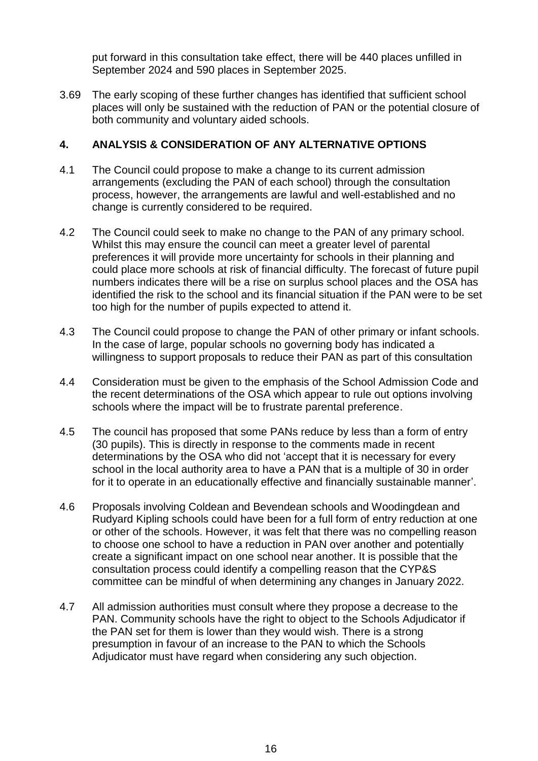put forward in this consultation take effect, there will be 440 places unfilled in September 2024 and 590 places in September 2025.

3.69 The early scoping of these further changes has identified that sufficient school places will only be sustained with the reduction of PAN or the potential closure of both community and voluntary aided schools.

## 4. ANALYSIS & CONSIDERATION OF ANY ALTERNATIVE OPTIONS

4.1 The Council could propose to make a change to its current admission arrangements (excluding the PAN of each school) through the consultation process, however, the arrangements are lawful and well-established and no change is currently considered to be required.

4.2 The Council could seek to make no change to the PAN of any primary school. Whilst this may ensure the council can meet a greater level of parental preferences it will provide more uncertainty for schools in their planning and could place more schools at risk of financial difficulty. The forecast of future pupil numbers indicates there will be a rise on surplus school places and the OSA has identified the risk to the school and its financial situation if the PAN were to be set too high for the number of pupils expected to attend it.

4.3 The Council could propose to change the PAN of other primary or infant schools. In the case of large, popular schools no governing body has indicated a willingness to support proposals to reduce their PAN as part of this consultation

4.4 Consideration must be given to the emphasis of the School Admission Code and the recent determinations of the OSA which appear to rule out options involving schools where the impact will be to frustrate parental preference.

4.5 The council has proposed that some PANs reduce by less than a form of entry (30 pupils). This is directly in response to the comments made in recent determinations by the OSA who did not 'accept that it is necessary for every school in the local authority area to have a PAN that is a multiple of 30 in order for it to operate in an educationally effective and financially sustainable manner'.

4.6 Proposals involving Coldean and Bevendean schools and Woodingdean and Rudyard Kipling schools could have been for a full form of entry reduction at one or other of the schools. However, it was felt that there was no compelling reason to choose one school to have a reduction in PAN over another and potentially create a significant impact on one school near another. It is possible that the consultation process could identify a compelling reason that the CYP&S committee can be mindful of when determining any changes in January 2022.

4.7 All admission authorities must consult where they propose a decrease to the PAN. Community schools have the right to object to the Schools Adjudicator if the PAN set for them is lower than they would wish. There is a strong presumption in favour of an increase to the PAN to which the Schools Adjudicator must have regard when considering any such objection.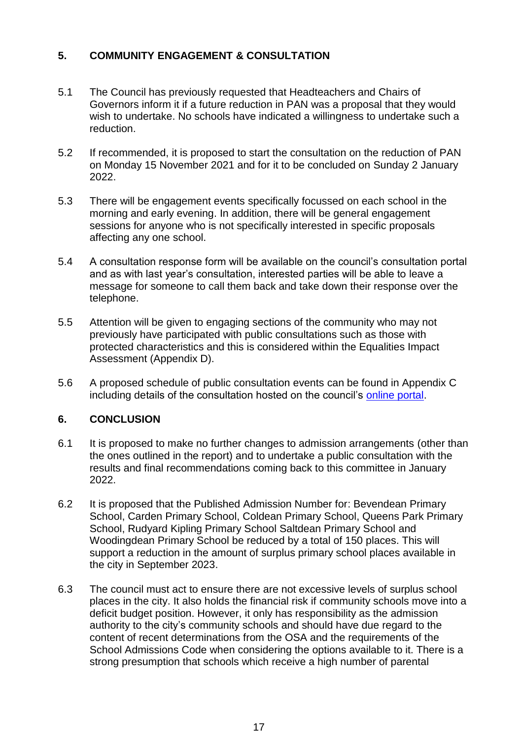## 5. COMMUNITY ENGAGEMENT & CONSULTATION

5.1 The Council has previously requested that Headteachers and Chairs of Governors inform it if a future reduction in PAN was a proposal that they would wish to undertake. No schools have indicated a willingness to undertake such a reduction.

5.2 If recommended, it is proposed to start the consultation on the reduction of PAN on Monday 15 November 2021 and for it to be concluded on Sunday 2 January 2022.

5.3 There will be engagement events specifically focussed on each school in the morning and early evening. In addition, there will be general engagement sessions for anyone who is not specifically interested in specific proposals affecting any one school.

5.4 A consultation response form will be available on the council's consultation portal and as with last year's consultation, interested parties will be able to leave a message for someone to call them back and take down their response over the telephone.

5.5 Attention will be given to engaging sections of the community who may not previously have participated with public consultations such as those with protected characteristics and this is considered within the Equalities Impact Assessment (Appendix D).

5.6 A proposed schedule of public consultation events can be found in Appendix C including details of the consultation hosted on the council's online portal.

## 6. CONCLUSION

6.1 It is proposed to make no further changes to admission arrangements (other than the ones outlined in the report) and to undertake a public consultation with the results and final recommendations coming back to this committee in January 2022.

6.2 It is proposed that the Published Admission Number for: Bevendean Primary School, Carden Primary School, Coldean Primary School, Queens Park Primary School, Rudyard Kipling Primary School Saltdean Primary School and Woodingdean Primary School be reduced by a total of 150 places. This will support a reduction in the amount of surplus primary school places available in the city in September 2023.

6.3 The council must act to ensure there are not excessive levels of surplus school places in the city. It also holds the financial risk if community schools move into a deficit budget position. However, it only has responsibility as the admission authority to the city's community schools and should have due regard to the content of recent determinations from the OSA and the requirements of the School Admissions Code when considering the options available to it. There is a strong presumption that schools which receive a high number of parental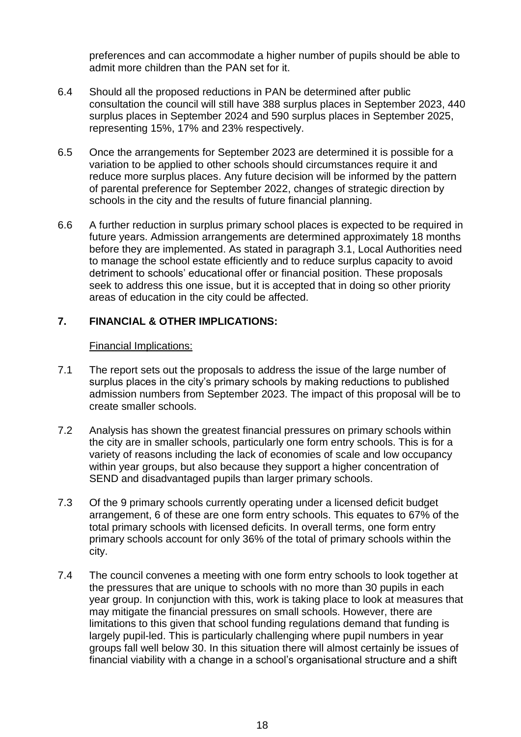preferences and can accommodate a higher number of pupils should be able to admit more children than the PAN set for it.

6.4 Should all the proposed reductions in PAN be determined after public consultation the council will still have 388 surplus places in September 2023, 440 surplus places in September 2024 and 590 surplus places in September 2025, representing 15%, 17% and 23% respectively.

6.5 Once the arrangements for September 2023 are determined it is possible for a variation to be applied to other schools should circumstances require it and reduce more surplus places. Any future decision will be informed by the pattern of parental preference for September 2022, changes of strategic direction by schools in the city and the results of future financial planning.

6.6 A further reduction in surplus primary school places is expected to be required in future years. Admission arrangements are determined approximately 18 months before they are implemented. As stated in paragraph 3.1, Local Authorities need to manage the school estate efficiently and to reduce surplus capacity to avoid detriment to schools' educational offer or financial position. These proposals seek to address this one issue, but it is accepted that in doing so other priority areas of education in the city could be affected.

## 7. FINANCIAL & OTHER IMPLICATIONS:

Financial Implications:

7.1 The report sets out the proposals to address the issue of the large number of surplus places in the city's primary schools by making reductions to published admission numbers from September 2023. The impact of this proposal will be to create smaller schools.

7.2 Analysis has shown the greatest financial pressures on primary schools within the city are in smaller schools, particularly one form entry schools. This is for a variety of reasons including the lack of economies of scale and low occupancy within year groups, but also because they support a higher concentration of SEND and disadvantaged pupils than larger primary schools.

7.3 Of the 9 primary schools currently operating under a licensed deficit budget arrangement, 6 of these are one form entry schools. This equates to 67% of the total primary schools with licensed deficits. In overall terms, one form entry primary schools account for only 36% of the total of primary schools within the city.

7.4 The council convenes a meeting with one form entry schools to look together at the pressures that are unique to schools with no more than 30 pupils in each year group. In conjunction with this, work is taking place to look at measures that may mitigate the financial pressures on small schools. However, there are limitations to this given that school funding regulations demand that funding is largely pupil-led. This is particularly challenging where pupil numbers in year groups fall well below 30. In this situation there will almost certainly be issues of financial viability with a change in a school's organisational structure and a shift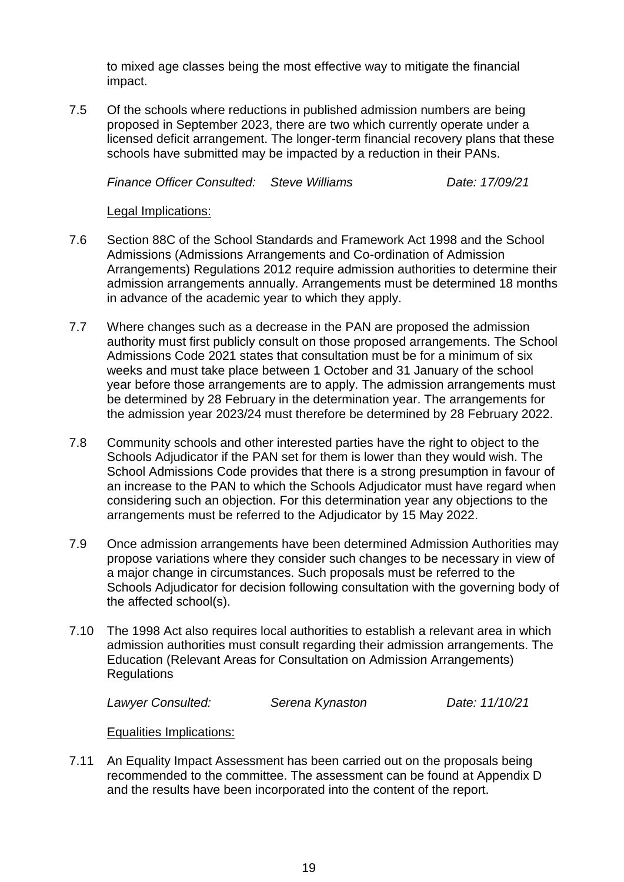to mixed age classes being the most effective way to mitigate the financial impact.

7.5 Of the schools where reductions in published admission numbers are being proposed in September 2023, there are two which currently operate under a licensed deficit arrangement. The longer-term financial recovery plans that these schools have submitted may be impacted by a reduction in their PANs.

*Finance Officer Consulted: Steve Williams Date: 17/09/21*

Legal Implications:

7.6 Section 88C of the School Standards and Framework Act 1998 and the School Admissions (Admissions Arrangements and Co-ordination of Admission Arrangements) Regulations 2012 require admission authorities to determine their admission arrangements annually. Arrangements must be determined 18 months in advance of the academic year to which they apply.

7.7 Where changes such as a decrease in the PAN are proposed the admission authority must first publicly consult on those proposed arrangements. The School Admissions Code 2021 states that consultation must be for a minimum of six weeks and must take place between 1 October and 31 January of the school year before those arrangements are to apply. The admission arrangements must be determined by 28 February in the determination year. The arrangements for the admission year 2023/24 must therefore be determined by 28 February 2022.

7.8 Community schools and other interested parties have the right to object to the Schools Adjudicator if the PAN set for them is lower than they would wish. The School Admissions Code provides that there is a strong presumption in favour of an increase to the PAN to which the Schools Adjudicator must have regard when considering such an objection. For this determination year any objections to the arrangements must be referred to the Adjudicator by 15 May 2022.

7.9 Once admission arrangements have been determined Admission Authorities may propose variations where they consider such changes to be necessary in view of a major change in circumstances. Such proposals must be referred to the Schools Adjudicator for decision following consultation with the governing body of the affected school(s).

7.10 The 1998 Act also requires local authorities to establish a relevant area in which admission authorities must consult regarding their admission arrangements. The Education (Relevant Areas for Consultation on Admission Arrangements) Regulations

*Lawyer Consulted: Serena Kynaston Date: 11/10/21*

Equalities Implications:

7.11 An Equality Impact Assessment has been carried out on the proposals being recommended to the committee. The assessment can be found at Appendix D and the results have been incorporated into the content of the report.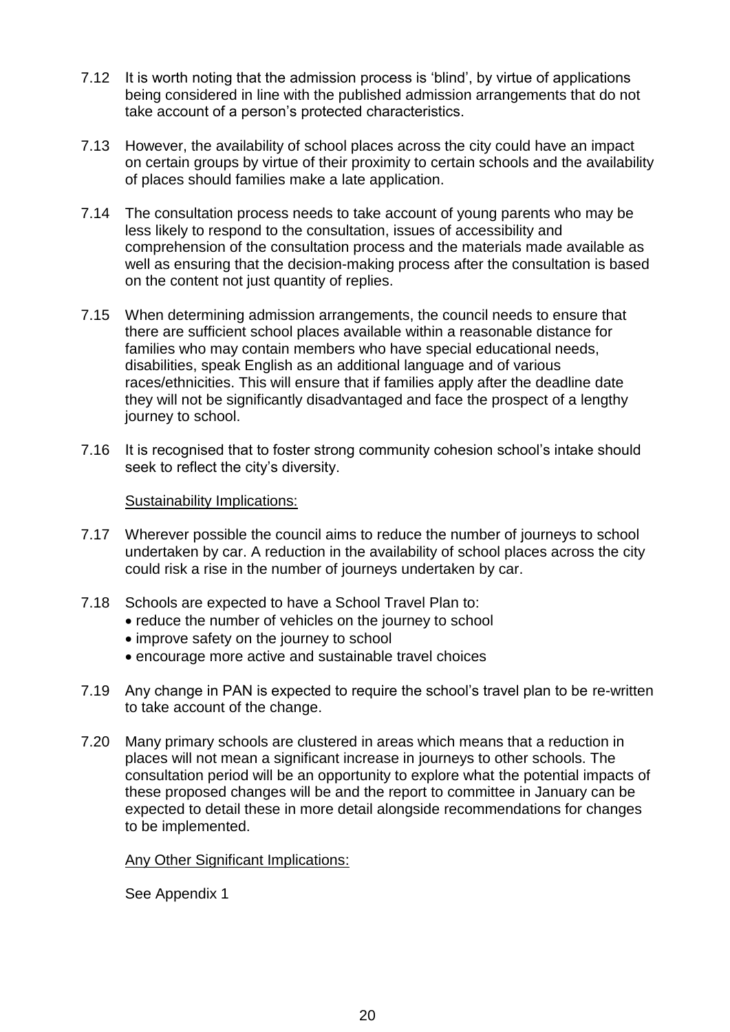7.12 It is worth noting that the admission process is 'blind', by virtue of applications being considered in line with the published admission arrangements that do not take account of a person's protected characteristics.

7.13 However, the availability of school places across the city could have an impact on certain groups by virtue of their proximity to certain schools and the availability of places should families make a late application.

7.14 The consultation process needs to take account of young parents who may be less likely to respond to the consultation, issues of accessibility and comprehension of the consultation process and the materials made available as well as ensuring that the decision-making process after the consultation is based on the content not just quantity of replies.

7.15 When determining admission arrangements, the council needs to ensure that there are sufficient school places available within a reasonable distance for families who may contain members who have special educational needs, disabilities, speak English as an additional language and of various races/ethnicities. This will ensure that if families apply after the deadline date they will not be significantly disadvantaged and face the prospect of a lengthy journey to school.

7.16 It is recognised that to foster strong community cohesion school's intake should seek to reflect the city's diversity.

Sustainability Implications:

7.17 Wherever possible the council aims to reduce the number of journeys to school undertaken by car. A reduction in the availability of school places across the city could risk a rise in the number of journeys undertaken by car.

7.18 Schools are expected to have a School Travel Plan to:
- reduce the number of vehicles on the journey to school
- improve safety on the journey to school
- encourage more active and sustainable travel choices

7.19 Any change in PAN is expected to require the school's travel plan to be re-written to take account of the change.

7.20 Many primary schools are clustered in areas which means that a reduction in places will not mean a significant increase in journeys to other schools. The consultation period will be an opportunity to explore what the potential impacts of these proposed changes will be and the report to committee in January can be expected to detail these in more detail alongside recommendations for changes to be implemented.

Any Other Significant Implications:

See Appendix 1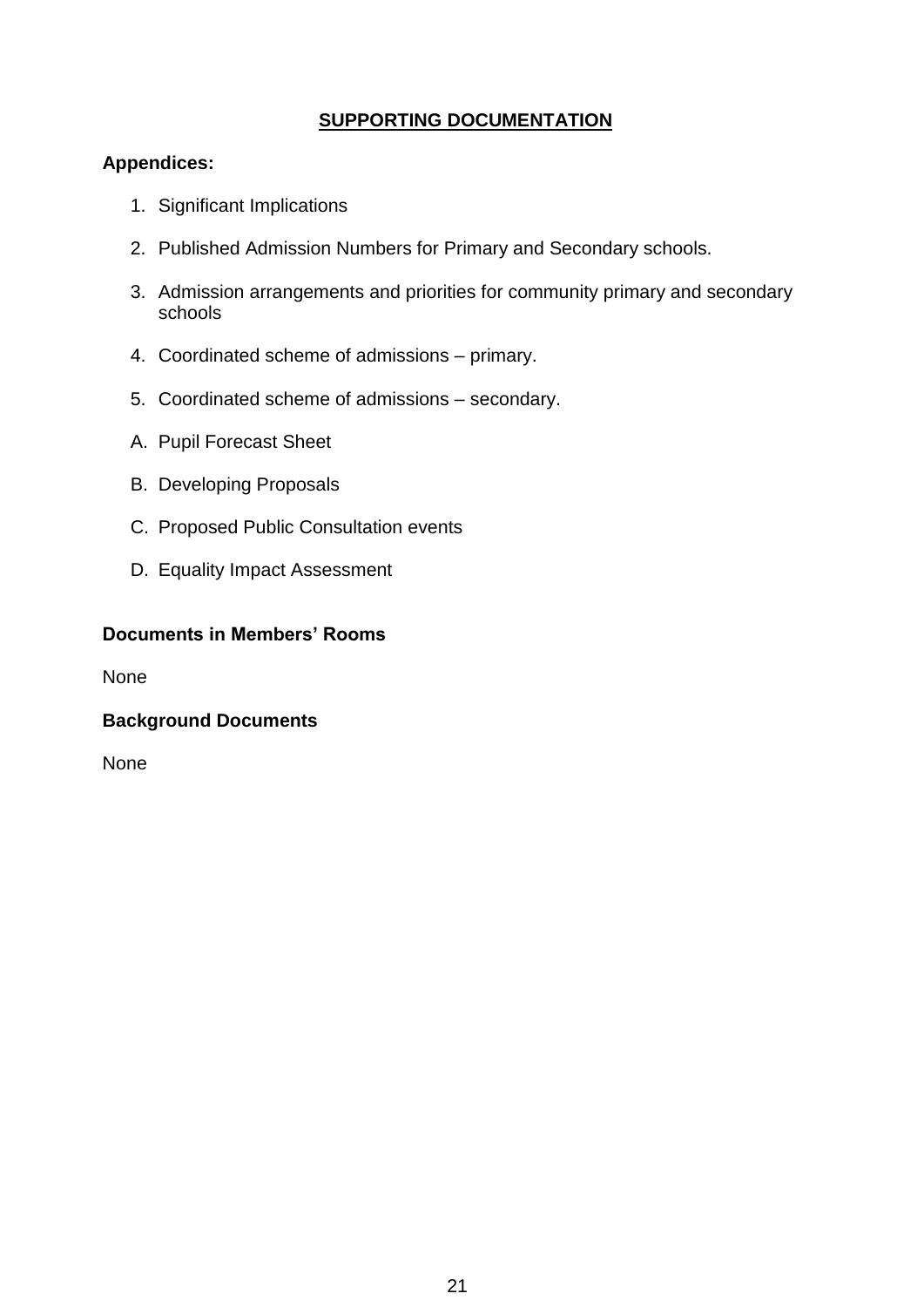## SUPPORTING DOCUMENTATION

**Appendices:**

1. Significant Implications

2. Published Admission Numbers for Primary and Secondary schools.

3. Admission arrangements and priorities for community primary and secondary schools

4. Coordinated scheme of admissions – primary.

5. Coordinated scheme of admissions – secondary.

A. Pupil Forecast Sheet

B. Developing Proposals

C. Proposed Public Consultation events

D. Equality Impact Assessment

**Documents in Members' Rooms**

None

**Background Documents**

None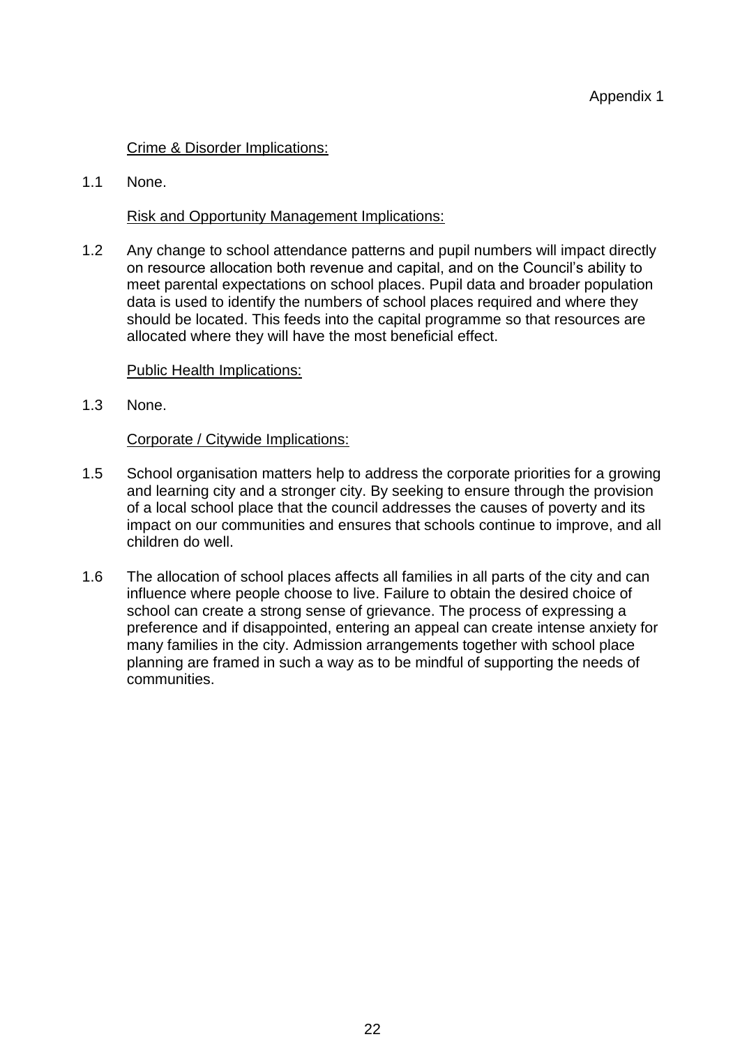Appendix 1

Crime & Disorder Implications:

1.1 None.

Risk and Opportunity Management Implications:

1.2 Any change to school attendance patterns and pupil numbers will impact directly on resource allocation both revenue and capital, and on the Council's ability to meet parental expectations on school places. Pupil data and broader population data is used to identify the numbers of school places required and where they should be located. This feeds into the capital programme so that resources are allocated where they will have the most beneficial effect.

Public Health Implications:

1.3 None.

Corporate / Citywide Implications:

1.5 School organisation matters help to address the corporate priorities for a growing and learning city and a stronger city. By seeking to ensure through the provision of a local school place that the council addresses the causes of poverty and its impact on our communities and ensures that schools continue to improve, and all children do well.

1.6 The allocation of school places affects all families in all parts of the city and can influence where people choose to live. Failure to obtain the desired choice of school can create a strong sense of grievance. The process of expressing a preference and if disappointed, entering an appeal can create intense anxiety for many families in the city. Admission arrangements together with school place planning are framed in such a way as to be mindful of supporting the needs of communities.